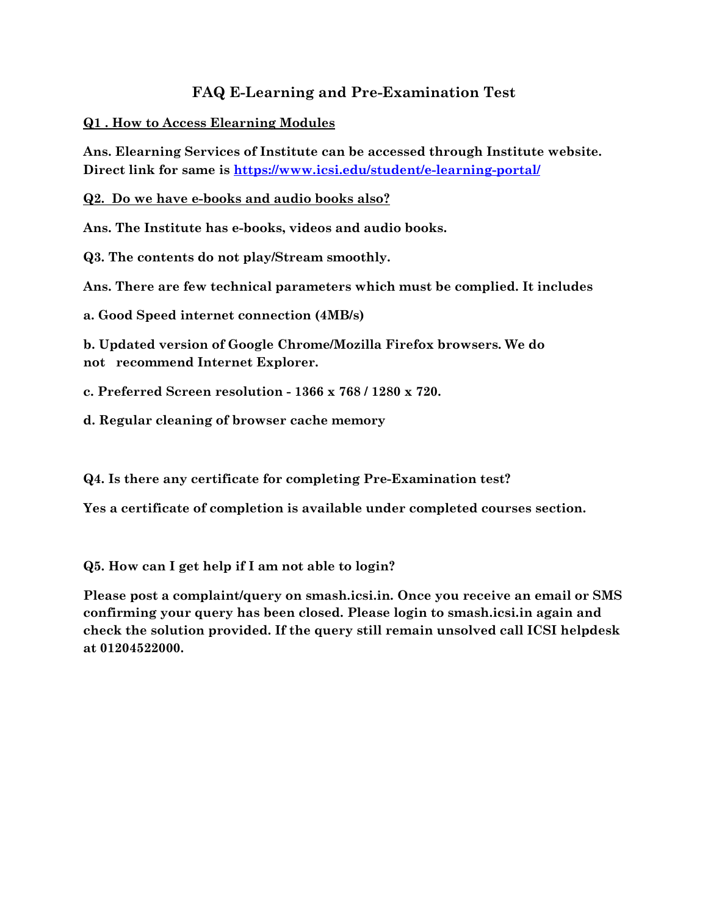# FAQ E-Learning and Pre-Examination Test

**<u>Q1 . How to Access Elearning Modules</u>**

**Ans. Elearning Services of Institute can be accessed through Institute website. Direct link for same is [https://www.icsi.edu/student/e-learning-portal/](https://www.icsi.edu/student/e-learning-portal/)**

**<u>Q2. Do we have e-books and audio books also?</u>**

**Ans. The Institute has e-books, videos and audio books.**

**Q3. The contents do not play/Stream smoothly.**

**Ans. There are few technical parameters which must be complied. It includes**

**a. Good Speed internet connection (4MB/s)**

**b. Updated version of Google Chrome/Mozilla Firefox browsers. We do not recommend Internet Explorer.**

**c. Preferred Screen resolution - 1366 x 768 / 1280 x 720.**

**d. Regular cleaning of browser cache memory**

**Q4. Is there any certificate for completing Pre-Examination test?**

**Yes a certificate of completion is available under completed courses section.**

**Q5. How can I get help if I am not able to login?**

**Please post a complaint/query on smash.icsi.in. Once you receive an email or SMS confirming your query has been closed. Please login to smash.icsi.in again and check the solution provided. If the query still remain unsolved call ICSI helpdesk at 01204522000.**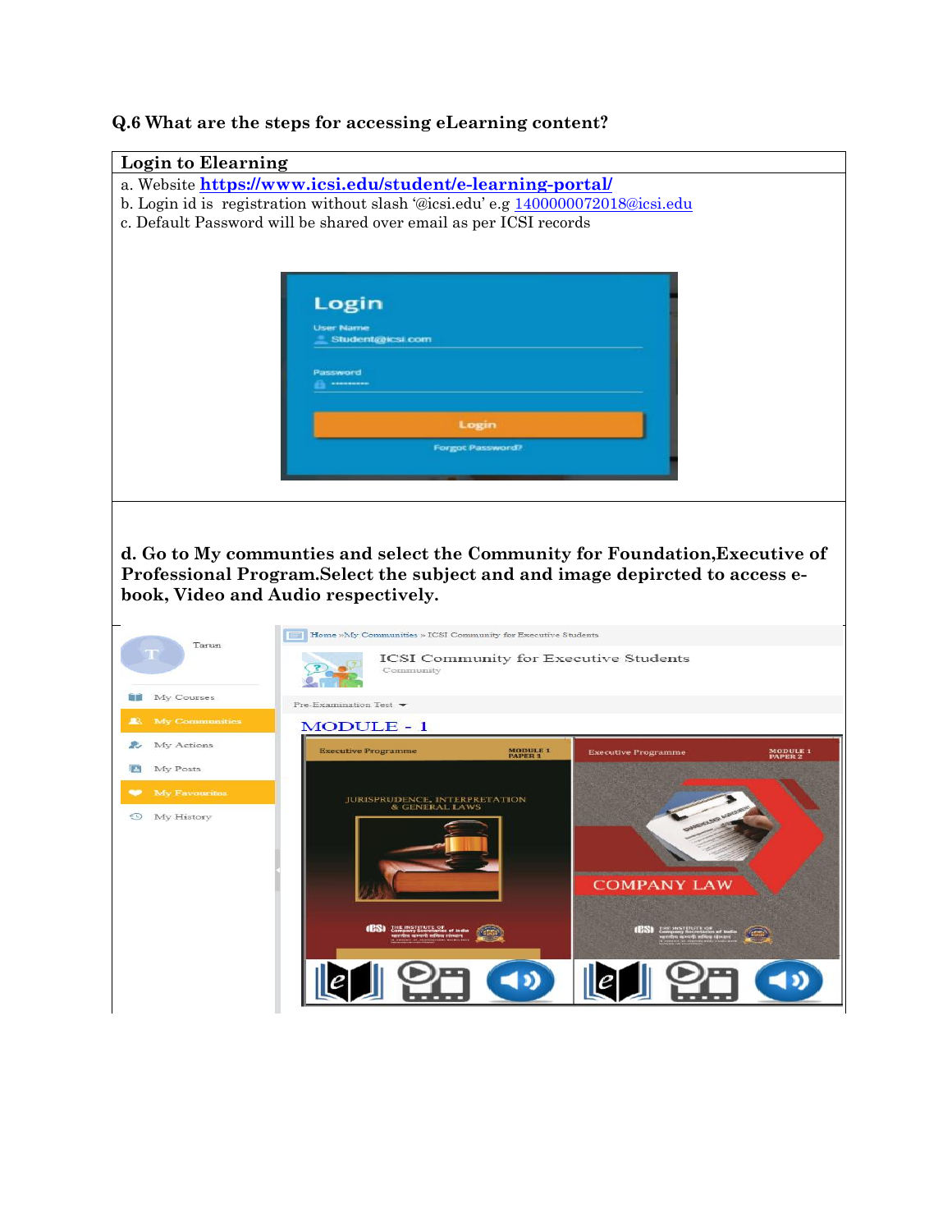**Q.6 What are the steps for accessing eLearning content?**

| Login to Elearning |
|---|
| a. Website **https://www.icsi.edu/student/e-learning-portal/**<br>b. Login id is registration without slash '@icsi.edu' e.g 1400000072018@icsi.edu<br>c. Default Password will be shared over email as per ICSI records |
| **d. Go to My communties and select the Community for Foundation,Executive of Professional Program.Select the subject and and image depircted to access e-book, Video and Audio respectively.** |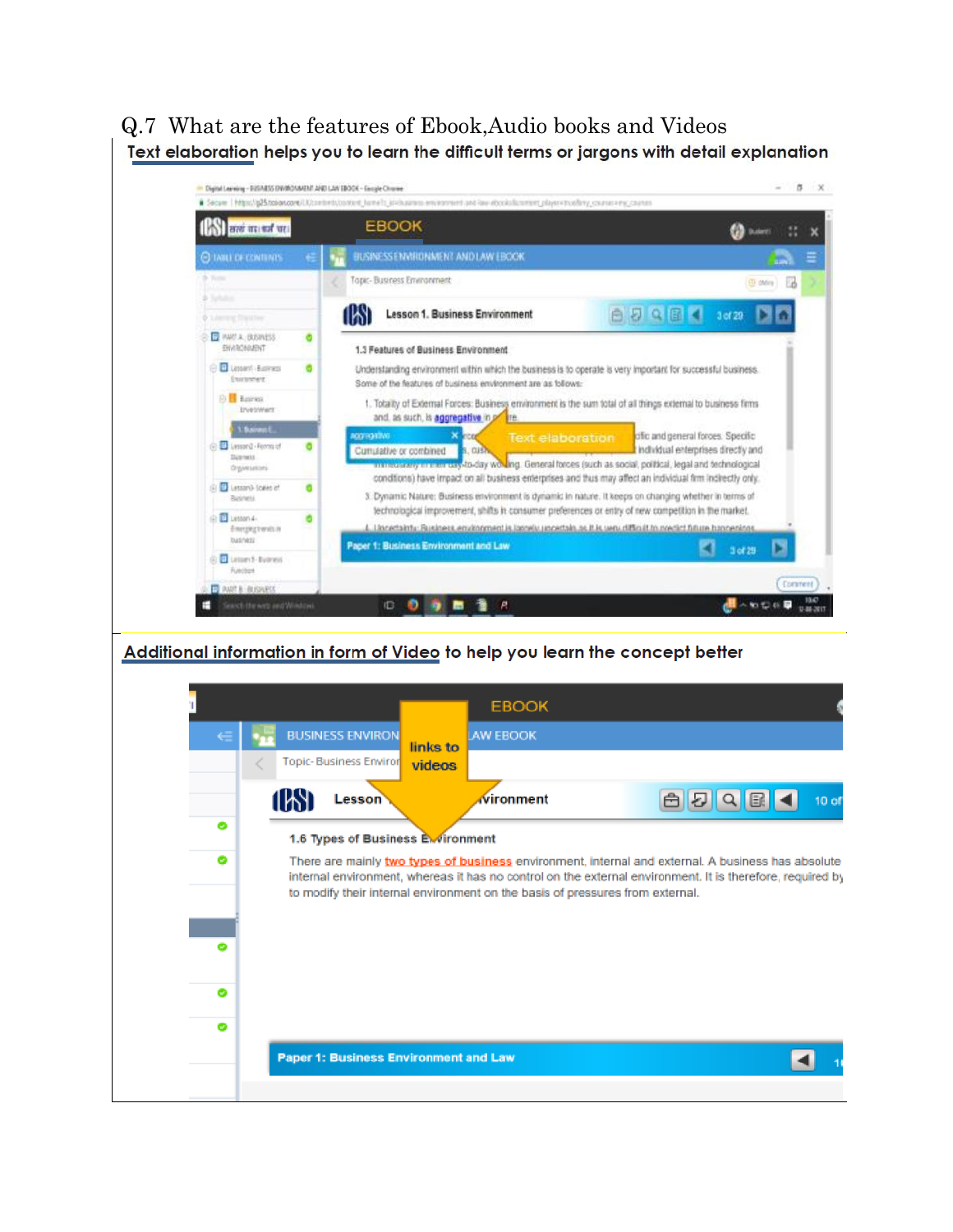Q.7 What are the features of Ebook,Audio books and Videos

**Text elaboration helps you to learn the difficult terms or jargons with detail explanation**

**Additional information in form of Video to help you learn the concept better**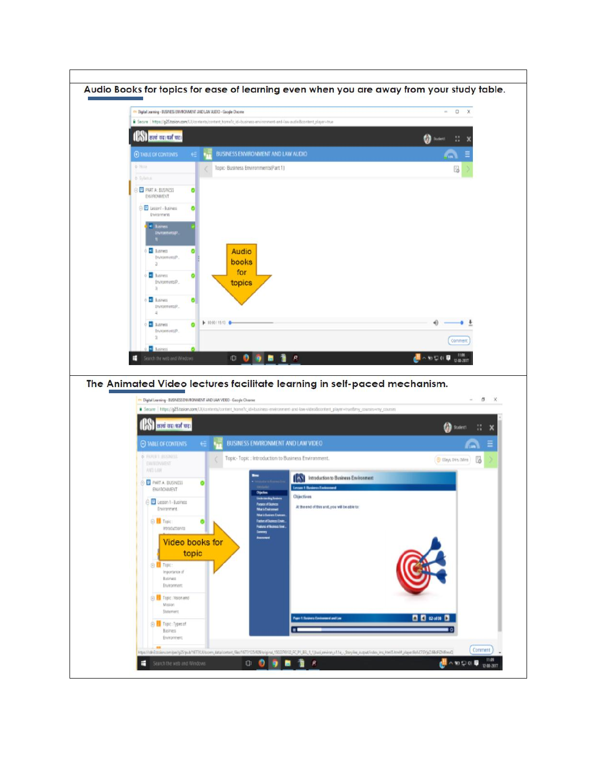Audio Books for topics for ease of learning even when you are away from your study table.

The Animated Video lectures facilitate learning in self-paced mechanism.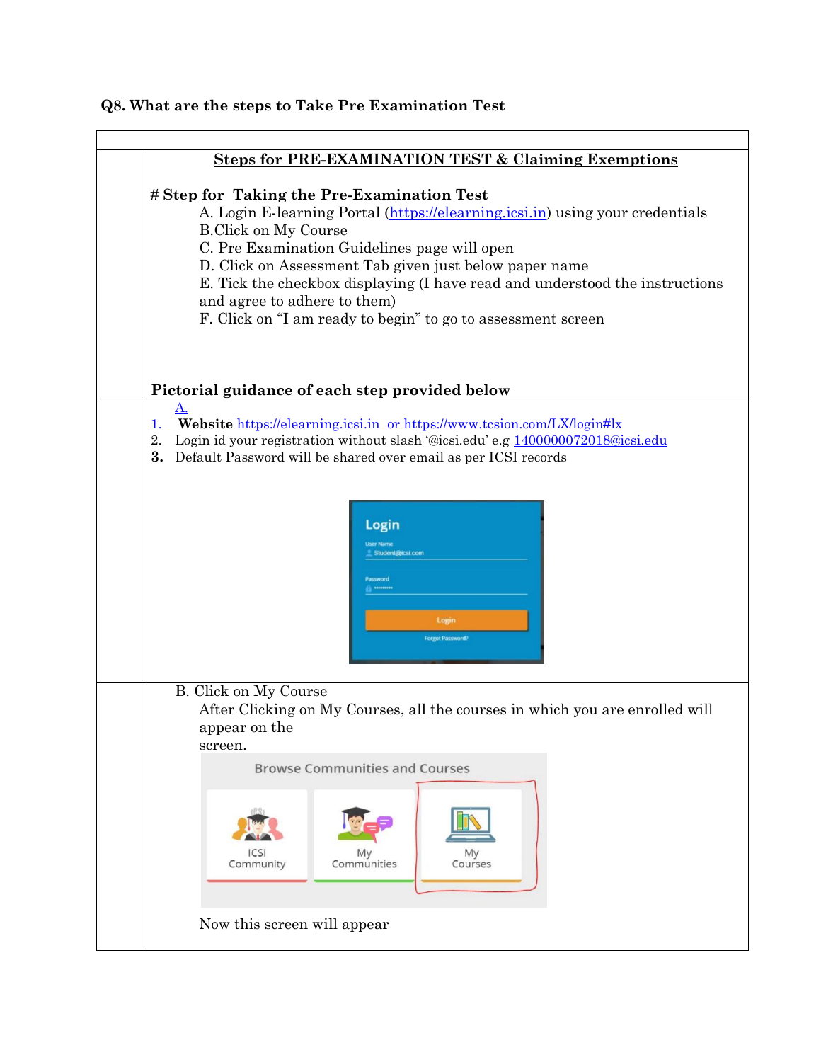### Q8. What are the steps to Take Pre Examination Test

**Steps for PRE-EXAMINATION TEST & Claiming Exemptions**

**# Step for Taking the Pre-Examination Test**

A. Login E-learning Portal (https://elearning.icsi.in) using your credentials

B. Click on My Course

C. Pre Examination Guidelines page will open

D. Click on Assessment Tab given just below paper name

E. Tick the checkbox displaying (I have read and understood the instructions and agree to adhere to them)

F. Click on "I am ready to begin" to go to assessment screen

**Pictorial guidance of each step provided below**

A.

1. **Website** https://elearning.icsi.in or https://www.tcsion.com/LX/login#lx
2. Login id your registration without slash '@icsi.edu' e.g 1400000072018@icsi.edu
3. Default Password will be shared over email as per ICSI records

Login

User Name

Student@icsi.com

Password

Login

Forgot Password?

B. Click on My Course

After Clicking on My Courses, all the courses in which you are enrolled will appear on the screen.

Browse Communities and Courses

ICSI Community | My Communities | My Courses

Now this screen will appear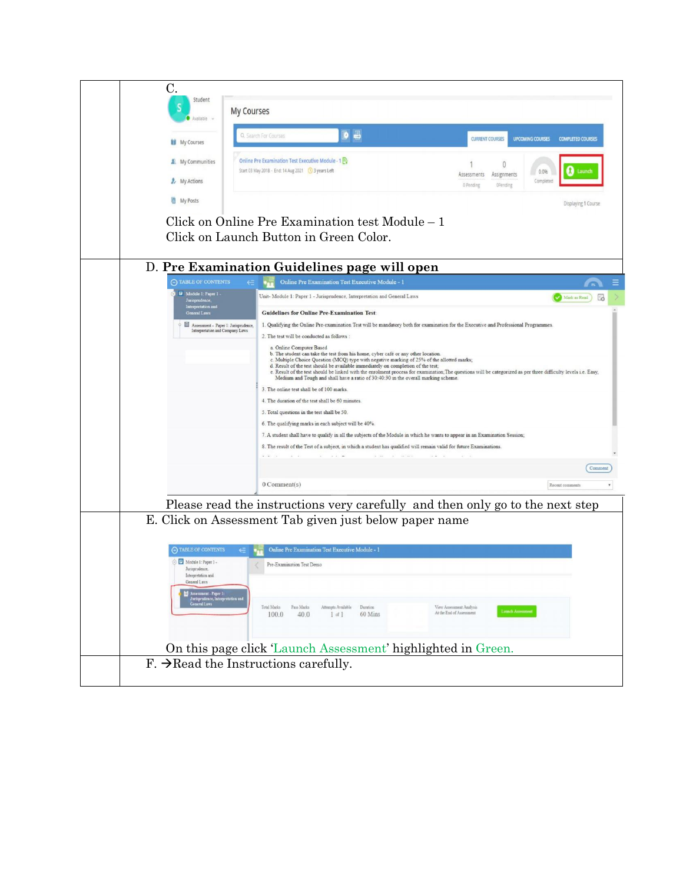C.

Click on Online Pre Examination test Module – 1
Click on Launch Button in Green Color.

D. **Pre Examination Guidelines page will open**

Please read the instructions very carefully and then only go to the next step

E. Click on Assessment Tab given just below paper name

On this page click 'Launch Assessment' highlighted in Green.

F. →Read the Instructions carefully.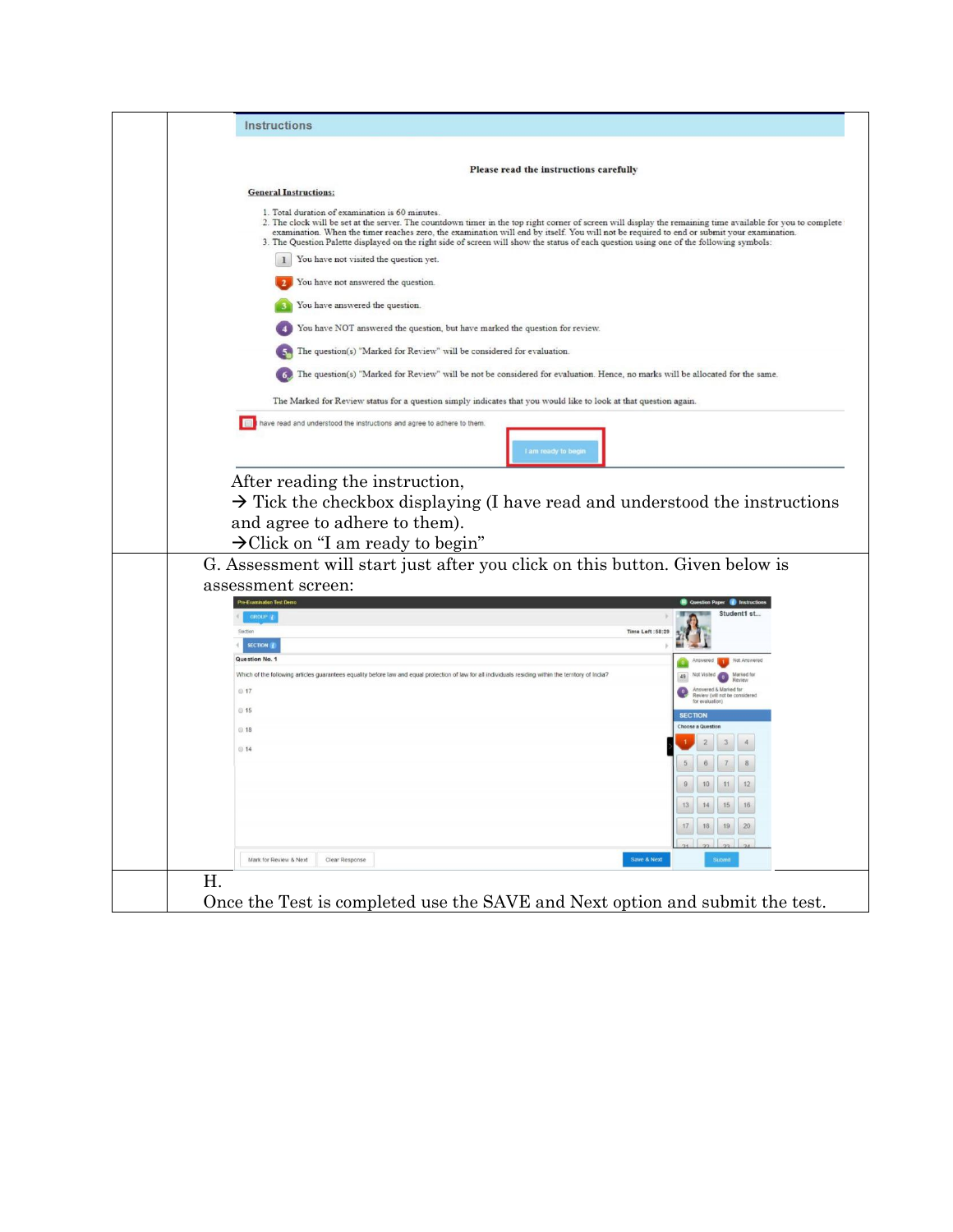| | |
|---|---|
| | **Instructions**<br><br>**Please read the instructions carefully**<br><br>**General Instructions:**<br><br>1. Total duration of examination is 60 minutes.<br>2. The clock will be set at the server. The countdown timer in the top right corner of screen will display the remaining time available for you to complete examination. When the timer reaches zero, the examination will end by itself. You will not be required to end or submit your examination.<br>3. The Question Palette displayed on the right side of screen will show the status of each question using one of the following symbols:<br><br>1 You have not visited the question yet.<br>2 You have not answered the question.<br>3 You have answered the question.<br>4 You have NOT answered the question, but have marked the question for review.<br>5 The question(s) "Marked for Review" will be considered for evaluation.<br>6 The question(s) "Marked for Review" will not be considered for evaluation. Hence, no marks will be allocated for the same.<br><br>The Marked for Review status for a question simply indicates that you would like to look at that question again.<br><br>I have read and understood the instructions and agree to adhere to them.<br><br>I am ready to begin<br><br>After reading the instruction,<br>→ Tick the checkbox displaying (I have read and understood the instructions and agree to adhere to them).<br>→Click on "I am ready to begin" |
| | G. Assessment will start just after you click on this button. Given below is assessment screen: |
| | H.<br>Once the Test is completed use the SAVE and Next option and submit the test. |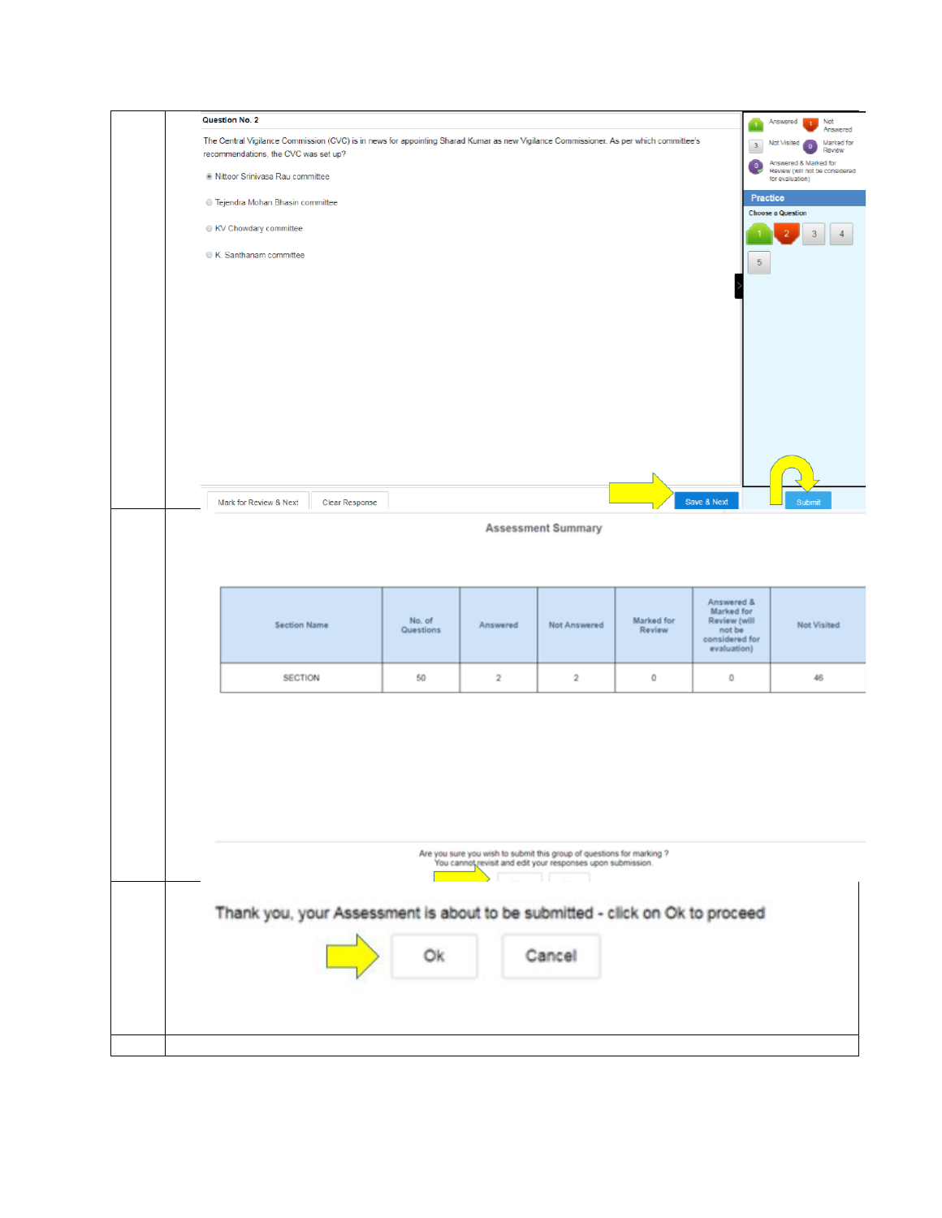Question No. 2

The Central Vigilance Commission (CVC) is in news for appointing Sharad Kumar as new Vigilance Commissioner. As per which committee's recommendations, the CVC was set up?

- Nittoor Srinivasa Rau committee
- Tejendra Mohan Bhasin committee
- KV Chowdary committee
- K. Santhanam committee

Answered | Not Answered | Not Visited | Marked for Review | Answered & Marked for Review (will not be considered for evaluation)

Practice

Choose a Question

1 2 3 4 5

Mark for Review & Next | Clear Response | Save & Next | Submit

Assessment Summary

| Section Name | No. of Questions | Answered | Not Answered | Marked for Review | Answered & Marked for Review (will not be considered for evaluation) | Not Visited |
|---|---|---|---|---|---|---|
| SECTION | 50 | 2 | 2 | 0 | 0 | 46 |

Are you sure you wish to submit this group of questions for marking ?
You cannot revisit and edit your responses upon submission.

Thank you, your Assessment is about to be submitted - click on Ok to proceed

Ok | Cancel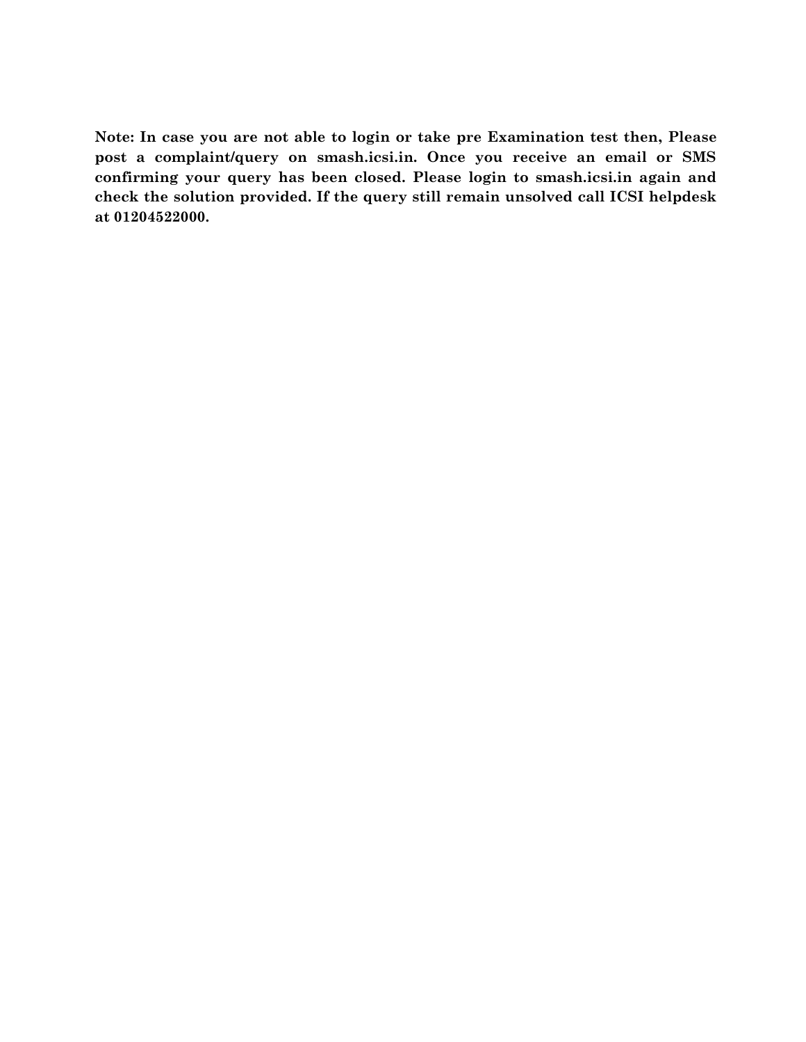**Note: In case you are not able to login or take pre Examination test then, Please post a complaint/query on smash.icsi.in. Once you receive an email or SMS confirming your query has been closed. Please login to smash.icsi.in again and check the solution provided. If the query still remain unsolved call ICSI helpdesk at 01204522000.**